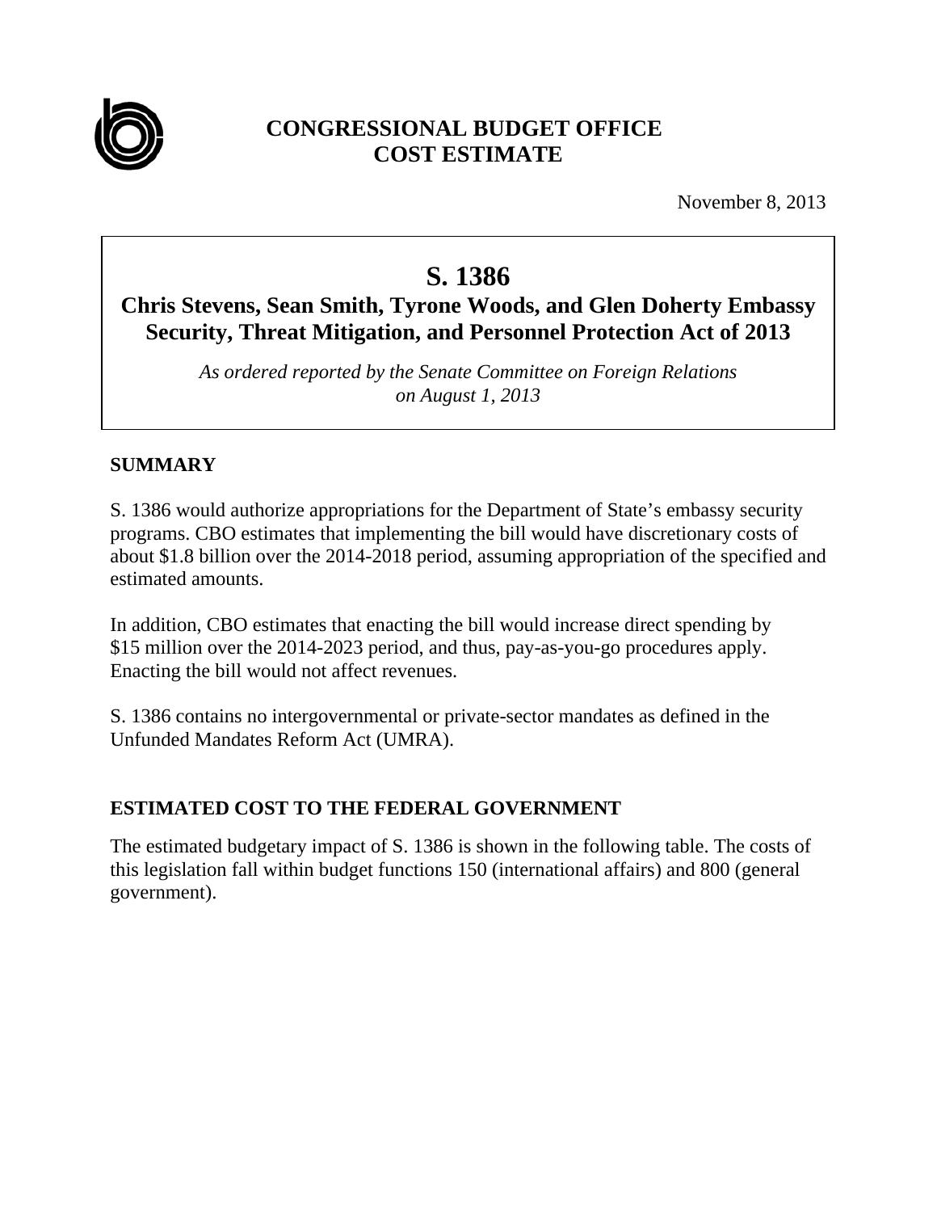# CONGRESSIONAL BUDGET OFFICE
# COST ESTIMATE

November 8, 2013

## S. 1386

### Chris Stevens, Sean Smith, Tyrone Woods, and Glen Doherty Embassy Security, Threat Mitigation, and Personnel Protection Act of 2013

*As ordered reported by the Senate Committee on Foreign Relations on August 1, 2013*

## SUMMARY

S. 1386 would authorize appropriations for the Department of State's embassy security programs. CBO estimates that implementing the bill would have discretionary costs of about $1.8 billion over the 2014-2018 period, assuming appropriation of the specified and estimated amounts.

In addition, CBO estimates that enacting the bill would increase direct spending by $15 million over the 2014-2023 period, and thus, pay-as-you-go procedures apply. Enacting the bill would not affect revenues.

S. 1386 contains no intergovernmental or private-sector mandates as defined in the Unfunded Mandates Reform Act (UMRA).

## ESTIMATED COST TO THE FEDERAL GOVERNMENT

The estimated budgetary impact of S. 1386 is shown in the following table. The costs of this legislation fall within budget functions 150 (international affairs) and 800 (general government).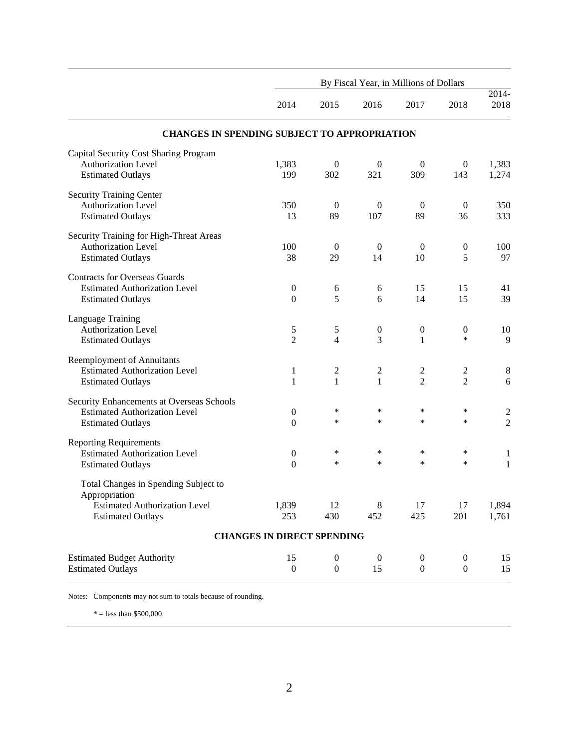| | By Fiscal Year, in Millions of Dollars | | | | | |
|---|---|---|---|---|---|---|
| | 2014 | 2015 | 2016 | 2017 | 2018 | 2014-2018 |
| **CHANGES IN SPENDING SUBJECT TO APPROPRIATION** | | | | | | |
| Capital Security Cost Sharing Program | | | | | | |
| Authorization Level | 1,383 | 0 | 0 | 0 | 0 | 1,383 |
| Estimated Outlays | 199 | 302 | 321 | 309 | 143 | 1,274 |
| Security Training Center | | | | | | |
| Authorization Level | 350 | 0 | 0 | 0 | 0 | 350 |
| Estimated Outlays | 13 | 89 | 107 | 89 | 36 | 333 |
| Security Training for High-Threat Areas | | | | | | |
| Authorization Level | 100 | 0 | 0 | 0 | 0 | 100 |
| Estimated Outlays | 38 | 29 | 14 | 10 | 5 | 97 |
| Contracts for Overseas Guards | | | | | | |
| Estimated Authorization Level | 0 | 6 | 6 | 15 | 15 | 41 |
| Estimated Outlays | 0 | 5 | 6 | 14 | 15 | 39 |
| Language Training | | | | | | |
| Authorization Level | 5 | 5 | 0 | 0 | 0 | 10 |
| Estimated Outlays | 2 | 4 | 3 | 1 | * | 9 |
| Reemployment of Annuitants | | | | | | |
| Estimated Authorization Level | 1 | 2 | 2 | 2 | 2 | 8 |
| Estimated Outlays | 1 | 1 | 1 | 2 | 2 | 6 |
| Security Enhancements at Overseas Schools | | | | | | |
| Estimated Authorization Level | 0 | * | * | * | * | 2 |
| Estimated Outlays | 0 | * | * | * | * | 2 |
| Reporting Requirements | | | | | | |
| Estimated Authorization Level | 0 | * | * | * | * | 1 |
| Estimated Outlays | 0 | * | * | * | * | 1 |
| Total Changes in Spending Subject to Appropriation | | | | | | |
| Estimated Authorization Level | 1,839 | 12 | 8 | 17 | 17 | 1,894 |
| Estimated Outlays | 253 | 430 | 452 | 425 | 201 | 1,761 |
| **CHANGES IN DIRECT SPENDING** | | | | | | |
| Estimated Budget Authority | 15 | 0 | 0 | 0 | 0 | 15 |
| Estimated Outlays | 0 | 0 | 15 | 0 | 0 | 15 |

Notes: Components may not sum to totals because of rounding.

* = less than $500,000.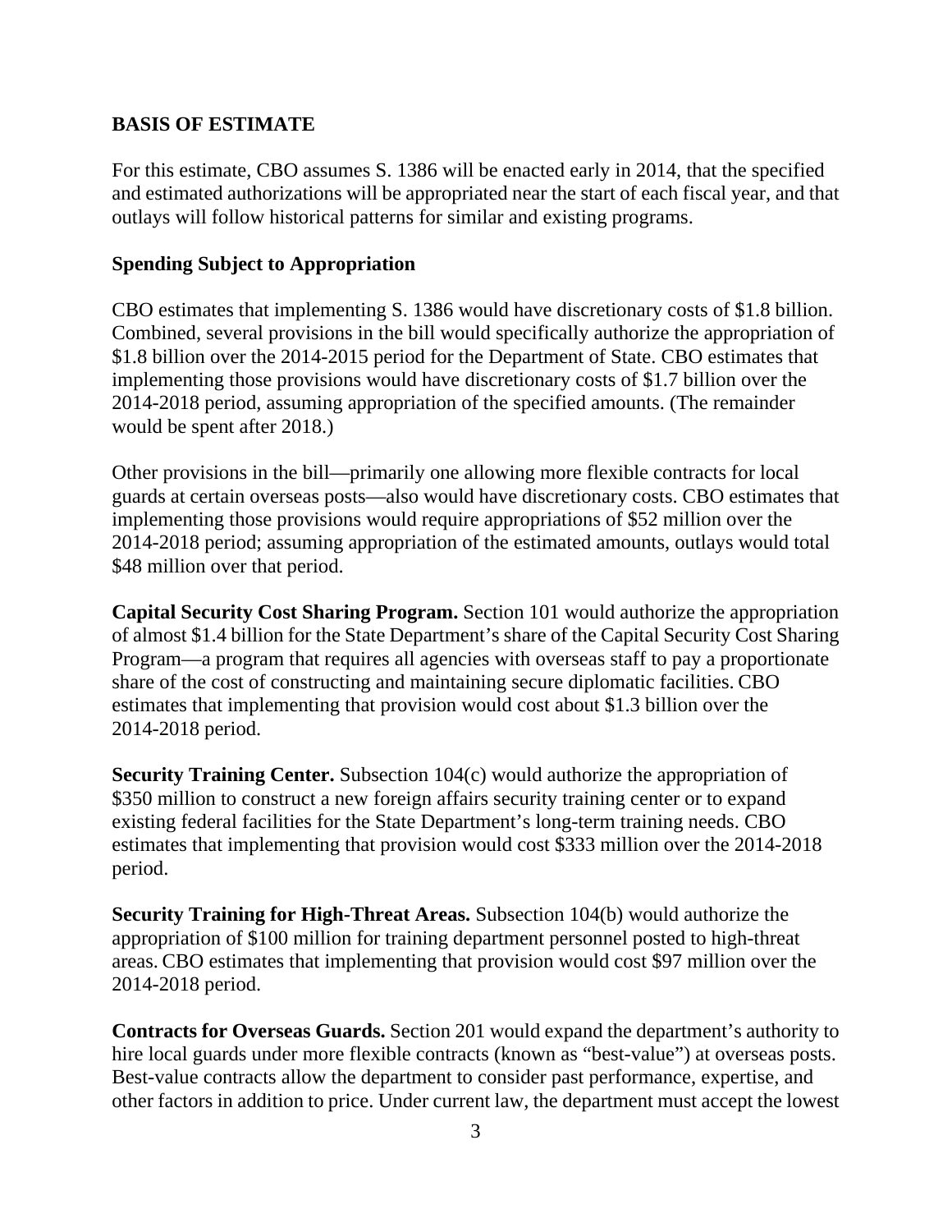## BASIS OF ESTIMATE

For this estimate, CBO assumes S. 1386 will be enacted early in 2014, that the specified and estimated authorizations will be appropriated near the start of each fiscal year, and that outlays will follow historical patterns for similar and existing programs.

### Spending Subject to Appropriation

CBO estimates that implementing S. 1386 would have discretionary costs of $1.8 billion. Combined, several provisions in the bill would specifically authorize the appropriation of $1.8 billion over the 2014-2015 period for the Department of State. CBO estimates that implementing those provisions would have discretionary costs of $1.7 billion over the 2014-2018 period, assuming appropriation of the specified amounts. (The remainder would be spent after 2018.)

Other provisions in the bill—primarily one allowing more flexible contracts for local guards at certain overseas posts—also would have discretionary costs. CBO estimates that implementing those provisions would require appropriations of $52 million over the 2014-2018 period; assuming appropriation of the estimated amounts, outlays would total $48 million over that period.

**Capital Security Cost Sharing Program.** Section 101 would authorize the appropriation of almost $1.4 billion for the State Department's share of the Capital Security Cost Sharing Program—a program that requires all agencies with overseas staff to pay a proportionate share of the cost of constructing and maintaining secure diplomatic facilities. CBO estimates that implementing that provision would cost about $1.3 billion over the 2014-2018 period.

**Security Training Center.** Subsection 104(c) would authorize the appropriation of $350 million to construct a new foreign affairs security training center or to expand existing federal facilities for the State Department's long-term training needs. CBO estimates that implementing that provision would cost $333 million over the 2014-2018 period.

**Security Training for High-Threat Areas.** Subsection 104(b) would authorize the appropriation of $100 million for training department personnel posted to high-threat areas. CBO estimates that implementing that provision would cost $97 million over the 2014-2018 period.

**Contracts for Overseas Guards.** Section 201 would expand the department's authority to hire local guards under more flexible contracts (known as "best-value") at overseas posts. Best-value contracts allow the department to consider past performance, expertise, and other factors in addition to price. Under current law, the department must accept the lowest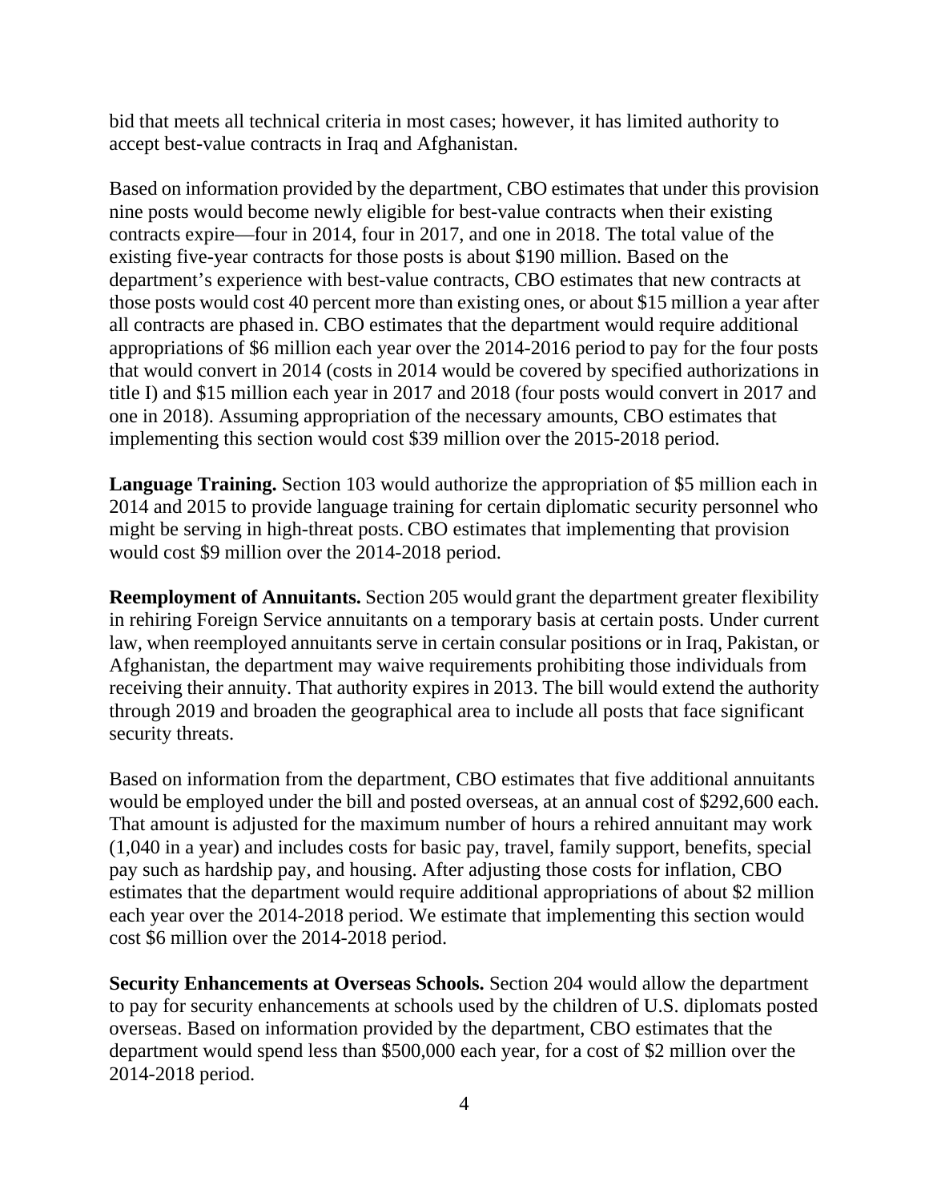bid that meets all technical criteria in most cases; however, it has limited authority to accept best-value contracts in Iraq and Afghanistan.

Based on information provided by the department, CBO estimates that under this provision nine posts would become newly eligible for best-value contracts when their existing contracts expire—four in 2014, four in 2017, and one in 2018. The total value of the existing five-year contracts for those posts is about $190 million. Based on the department's experience with best-value contracts, CBO estimates that new contracts at those posts would cost 40 percent more than existing ones, or about $15 million a year after all contracts are phased in. CBO estimates that the department would require additional appropriations of $6 million each year over the 2014-2016 period to pay for the four posts that would convert in 2014 (costs in 2014 would be covered by specified authorizations in title I) and $15 million each year in 2017 and 2018 (four posts would convert in 2017 and one in 2018). Assuming appropriation of the necessary amounts, CBO estimates that implementing this section would cost $39 million over the 2015-2018 period.

**Language Training.** Section 103 would authorize the appropriation of $5 million each in 2014 and 2015 to provide language training for certain diplomatic security personnel who might be serving in high-threat posts. CBO estimates that implementing that provision would cost $9 million over the 2014-2018 period.

**Reemployment of Annuitants.** Section 205 would grant the department greater flexibility in rehiring Foreign Service annuitants on a temporary basis at certain posts. Under current law, when reemployed annuitants serve in certain consular positions or in Iraq, Pakistan, or Afghanistan, the department may waive requirements prohibiting those individuals from receiving their annuity. That authority expires in 2013. The bill would extend the authority through 2019 and broaden the geographical area to include all posts that face significant security threats.

Based on information from the department, CBO estimates that five additional annuitants would be employed under the bill and posted overseas, at an annual cost of $292,600 each. That amount is adjusted for the maximum number of hours a rehired annuitant may work (1,040 in a year) and includes costs for basic pay, travel, family support, benefits, special pay such as hardship pay, and housing. After adjusting those costs for inflation, CBO estimates that the department would require additional appropriations of about $2 million each year over the 2014-2018 period. We estimate that implementing this section would cost $6 million over the 2014-2018 period.

**Security Enhancements at Overseas Schools.** Section 204 would allow the department to pay for security enhancements at schools used by the children of U.S. diplomats posted overseas. Based on information provided by the department, CBO estimates that the department would spend less than $500,000 each year, for a cost of $2 million over the 2014-2018 period.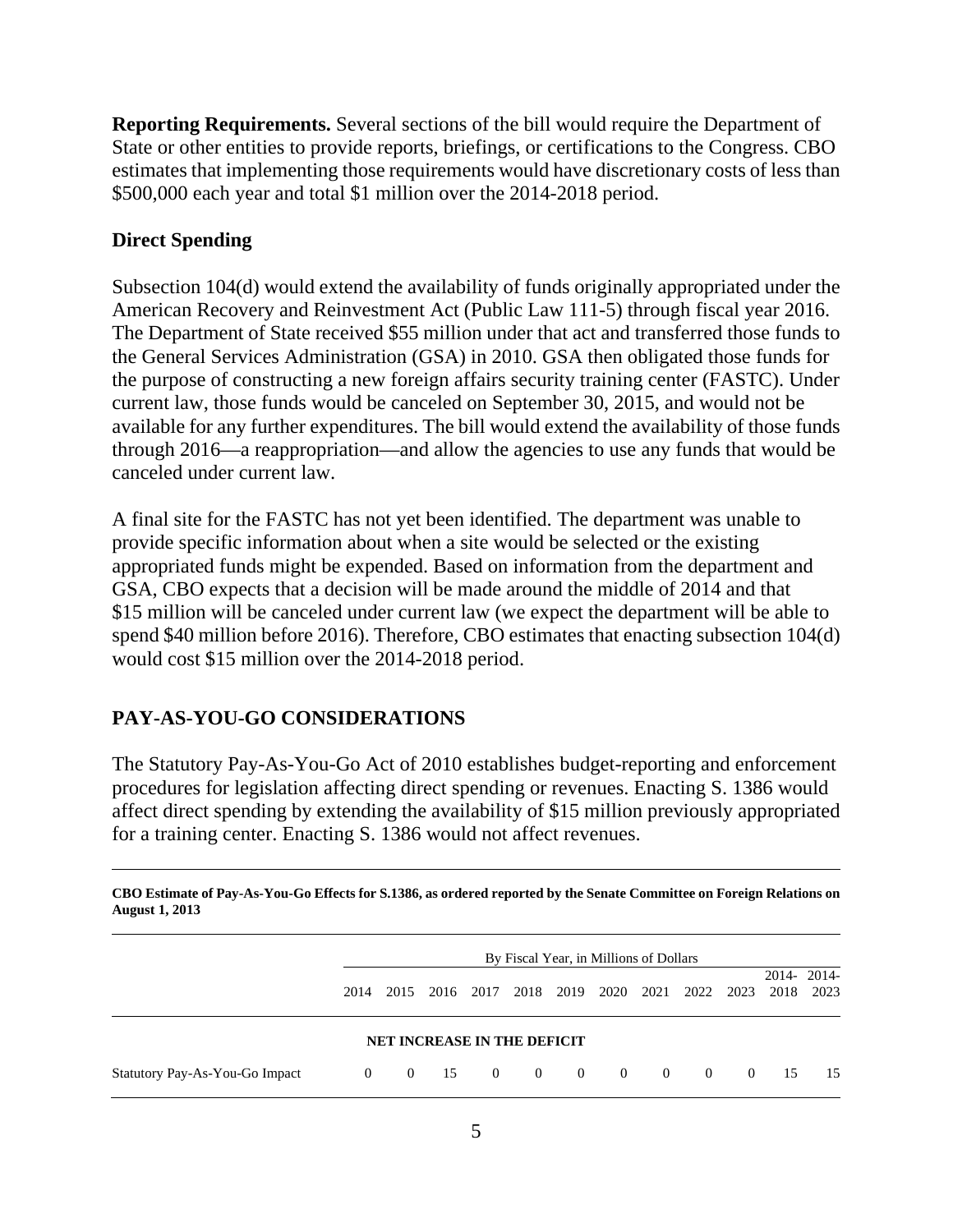**Reporting Requirements.** Several sections of the bill would require the Department of State or other entities to provide reports, briefings, or certifications to the Congress. CBO estimates that implementing those requirements would have discretionary costs of less than $500,000 each year and total $1 million over the 2014-2018 period.

### Direct Spending

Subsection 104(d) would extend the availability of funds originally appropriated under the American Recovery and Reinvestment Act (Public Law 111-5) through fiscal year 2016. The Department of State received $55 million under that act and transferred those funds to the General Services Administration (GSA) in 2010. GSA then obligated those funds for the purpose of constructing a new foreign affairs security training center (FASTC). Under current law, those funds would be canceled on September 30, 2015, and would not be available for any further expenditures. The bill would extend the availability of those funds through 2016—a reappropriation—and allow the agencies to use any funds that would be canceled under current law.

A final site for the FASTC has not yet been identified. The department was unable to provide specific information about when a site would be selected or the existing appropriated funds might be expended. Based on information from the department and GSA, CBO expects that a decision will be made around the middle of 2014 and that $15 million will be canceled under current law (we expect the department will be able to spend $40 million before 2016). Therefore, CBO estimates that enacting subsection 104(d) would cost $15 million over the 2014-2018 period.

## PAY-AS-YOU-GO CONSIDERATIONS

The Statutory Pay-As-You-Go Act of 2010 establishes budget-reporting and enforcement procedures for legislation affecting direct spending or revenues. Enacting S. 1386 would affect direct spending by extending the availability of $15 million previously appropriated for a training center. Enacting S. 1386 would not affect revenues.

**CBO Estimate of Pay-As-You-Go Effects for S.1386, as ordered reported by the Senate Committee on Foreign Relations on August 1, 2013**

| | By Fiscal Year, in Millions of Dollars | | | | | | | | | | | |
|---|---|---|---|---|---|---|---|---|---|---|---|---|
| | 2014 | 2015 | 2016 | 2017 | 2018 | 2019 | 2020 | 2021 | 2022 | 2023 | 2014-2018 | 2014-2023 |
| | **NET INCREASE IN THE DEFICIT** | | | | | | | | | | | |
| Statutory Pay-As-You-Go Impact | 0 | 0 | 15 | 0 | 0 | 0 | 0 | 0 | 0 | 0 | 15 | 15 |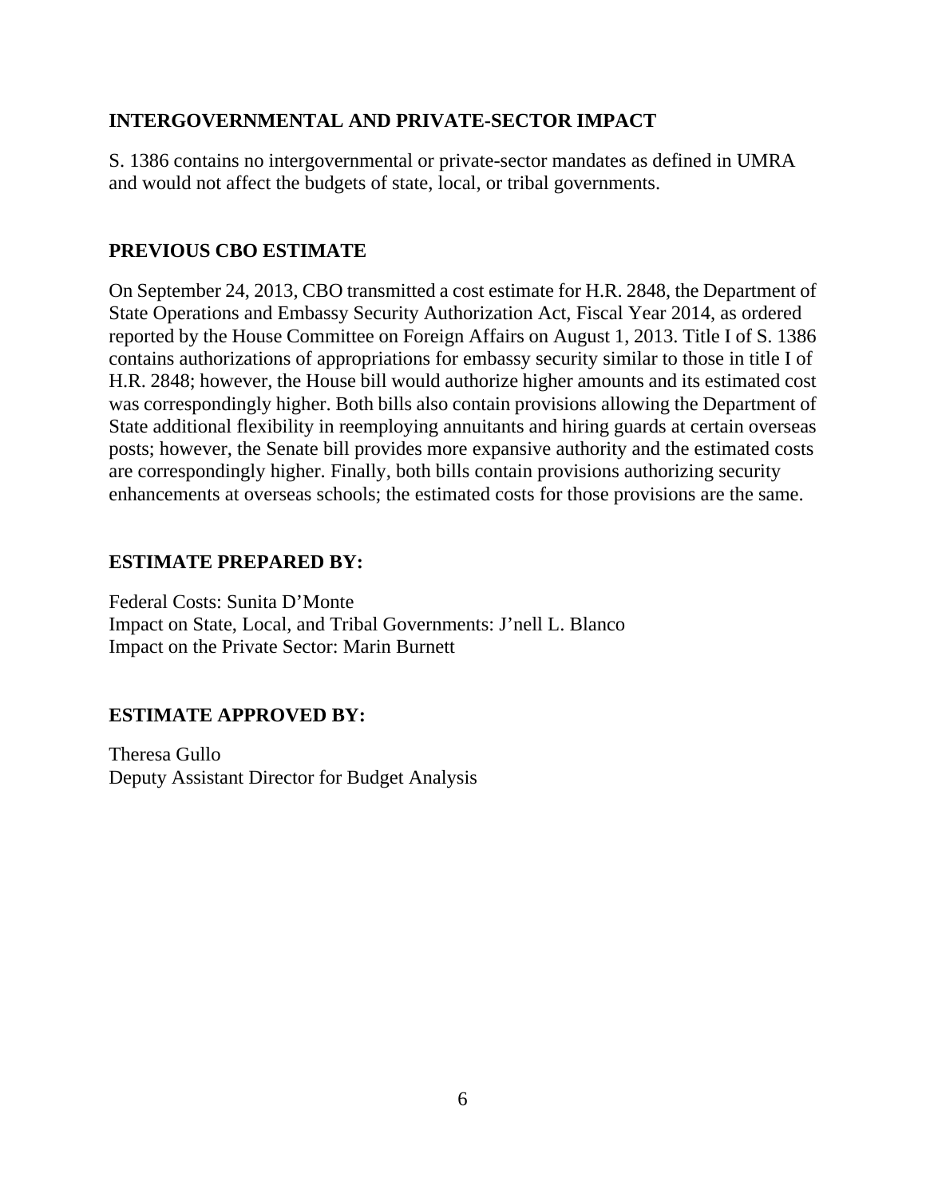## INTERGOVERNMENTAL AND PRIVATE-SECTOR IMPACT

S. 1386 contains no intergovernmental or private-sector mandates as defined in UMRA and would not affect the budgets of state, local, or tribal governments.

## PREVIOUS CBO ESTIMATE

On September 24, 2013, CBO transmitted a cost estimate for H.R. 2848, the Department of State Operations and Embassy Security Authorization Act, Fiscal Year 2014, as ordered reported by the House Committee on Foreign Affairs on August 1, 2013. Title I of S. 1386 contains authorizations of appropriations for embassy security similar to those in title I of H.R. 2848; however, the House bill would authorize higher amounts and its estimated cost was correspondingly higher. Both bills also contain provisions allowing the Department of State additional flexibility in reemploying annuitants and hiring guards at certain overseas posts; however, the Senate bill provides more expansive authority and the estimated costs are correspondingly higher. Finally, both bills contain provisions authorizing security enhancements at overseas schools; the estimated costs for those provisions are the same.

## ESTIMATE PREPARED BY:

Federal Costs: Sunita D'Monte
Impact on State, Local, and Tribal Governments: J'nell L. Blanco
Impact on the Private Sector: Marin Burnett

## ESTIMATE APPROVED BY:

Theresa Gullo
Deputy Assistant Director for Budget Analysis